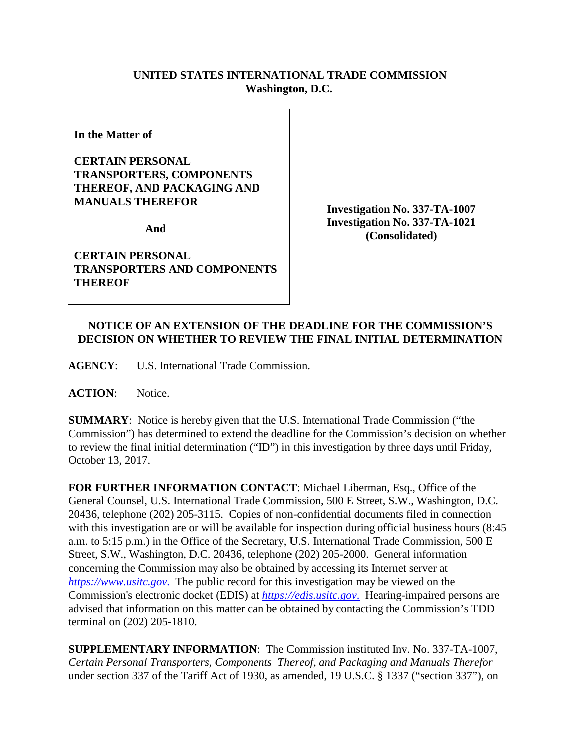**UNITED STATES INTERNATIONAL TRADE COMMISSION**
**Washington, D.C.**

**In the Matter of**

**CERTAIN PERSONAL TRANSPORTERS, COMPONENTS THEREOF, AND PACKAGING AND MANUALS THEREFOR**

**And**

**CERTAIN PERSONAL TRANSPORTERS AND COMPONENTS THEREOF**

**Investigation No. 337-TA-1007**
**Investigation No. 337-TA-1021**
**(Consolidated)**

## NOTICE OF AN EXTENSION OF THE DEADLINE FOR THE COMMISSION'S DECISION ON WHETHER TO REVIEW THE FINAL INITIAL DETERMINATION

**AGENCY**: U.S. International Trade Commission.

**ACTION**: Notice.

**SUMMARY**: Notice is hereby given that the U.S. International Trade Commission ("the Commission") has determined to extend the deadline for the Commission's decision on whether to review the final initial determination ("ID") in this investigation by three days until Friday, October 13, 2017.

**FOR FURTHER INFORMATION CONTACT**: Michael Liberman, Esq., Office of the General Counsel, U.S. International Trade Commission, 500 E Street, S.W., Washington, D.C. 20436, telephone (202) 205-3115. Copies of non-confidential documents filed in connection with this investigation are or will be available for inspection during official business hours (8:45 a.m. to 5:15 p.m.) in the Office of the Secretary, U.S. International Trade Commission, 500 E Street, S.W., Washington, D.C. 20436, telephone (202) 205-2000. General information concerning the Commission may also be obtained by accessing its Internet server at *https://www.usitc.gov*. The public record for this investigation may be viewed on the Commission's electronic docket (EDIS) at *https://edis.usitc.gov*. Hearing-impaired persons are advised that information on this matter can be obtained by contacting the Commission's TDD terminal on (202) 205-1810.

**SUPPLEMENTARY INFORMATION**: The Commission instituted Inv. No. 337-TA-1007, *Certain Personal Transporters, Components Thereof, and Packaging and Manuals Therefor* under section 337 of the Tariff Act of 1930, as amended, 19 U.S.C. § 1337 ("section 337"), on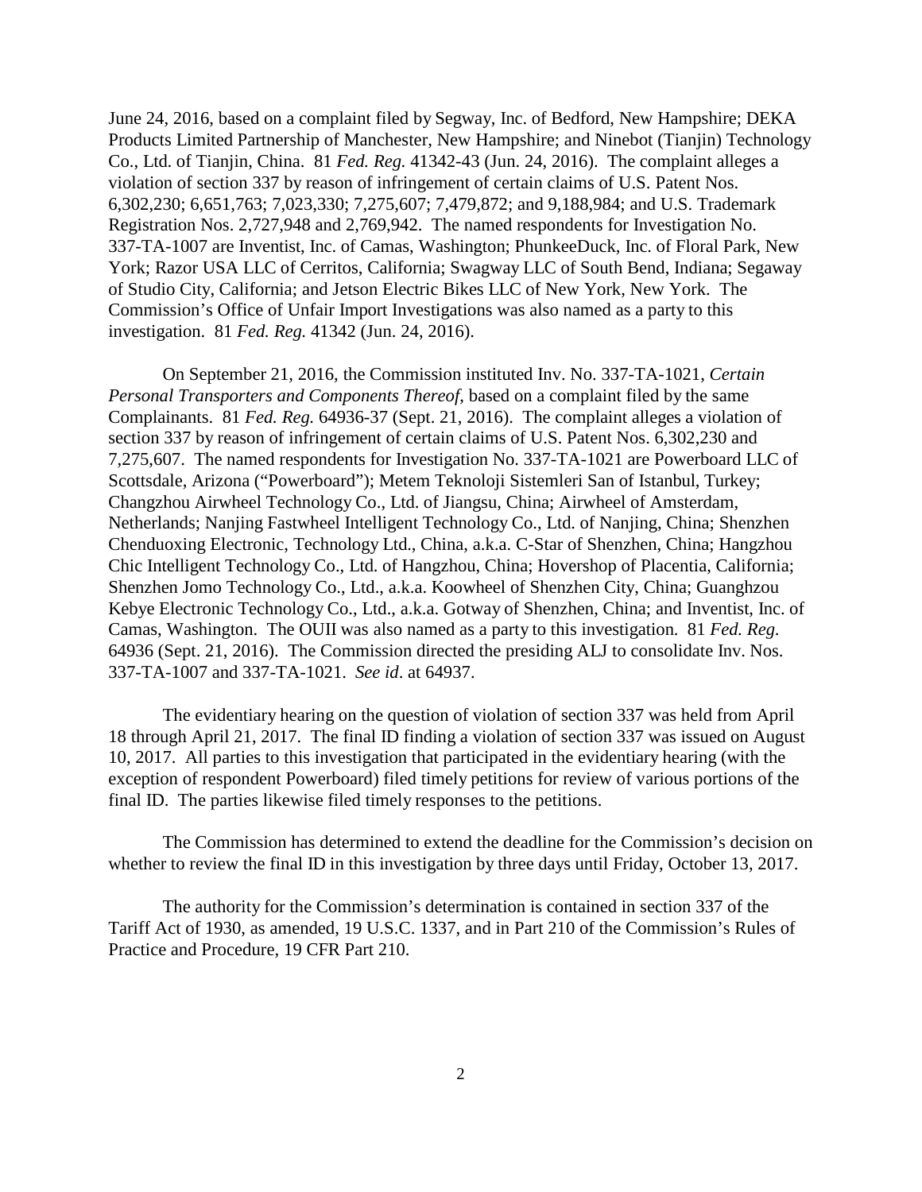June 24, 2016, based on a complaint filed by Segway, Inc. of Bedford, New Hampshire; DEKA Products Limited Partnership of Manchester, New Hampshire; and Ninebot (Tianjin) Technology Co., Ltd. of Tianjin, China. 81 *Fed. Reg.* 41342-43 (Jun. 24, 2016). The complaint alleges a violation of section 337 by reason of infringement of certain claims of U.S. Patent Nos. 6,302,230; 6,651,763; 7,023,330; 7,275,607; 7,479,872; and 9,188,984; and U.S. Trademark Registration Nos. 2,727,948 and 2,769,942. The named respondents for Investigation No. 337-TA-1007 are Inventist, Inc. of Camas, Washington; PhunkeeDuck, Inc. of Floral Park, New York; Razor USA LLC of Cerritos, California; Swagway LLC of South Bend, Indiana; Segaway of Studio City, California; and Jetson Electric Bikes LLC of New York, New York. The Commission's Office of Unfair Import Investigations was also named as a party to this investigation. 81 *Fed. Reg.* 41342 (Jun. 24, 2016).

On September 21, 2016, the Commission instituted Inv. No. 337-TA-1021, *Certain Personal Transporters and Components Thereof*, based on a complaint filed by the same Complainants. 81 *Fed. Reg.* 64936-37 (Sept. 21, 2016). The complaint alleges a violation of section 337 by reason of infringement of certain claims of U.S. Patent Nos. 6,302,230 and 7,275,607. The named respondents for Investigation No. 337-TA-1021 are Powerboard LLC of Scottsdale, Arizona ("Powerboard"); Metem Teknoloji Sistemleri San of Istanbul, Turkey; Changzhou Airwheel Technology Co., Ltd. of Jiangsu, China; Airwheel of Amsterdam, Netherlands; Nanjing Fastwheel Intelligent Technology Co., Ltd. of Nanjing, China; Shenzhen Chenduoxing Electronic, Technology Ltd., China, a.k.a. C-Star of Shenzhen, China; Hangzhou Chic Intelligent Technology Co., Ltd. of Hangzhou, China; Hovershop of Placentia, California; Shenzhen Jomo Technology Co., Ltd., a.k.a. Koowheel of Shenzhen City, China; Guanghzou Kebye Electronic Technology Co., Ltd., a.k.a. Gotway of Shenzhen, China; and Inventist, Inc. of Camas, Washington. The OUII was also named as a party to this investigation. 81 *Fed. Reg.* 64936 (Sept. 21, 2016). The Commission directed the presiding ALJ to consolidate Inv. Nos. 337-TA-1007 and 337-TA-1021. *See id*. at 64937.

The evidentiary hearing on the question of violation of section 337 was held from April 18 through April 21, 2017. The final ID finding a violation of section 337 was issued on August 10, 2017. All parties to this investigation that participated in the evidentiary hearing (with the exception of respondent Powerboard) filed timely petitions for review of various portions of the final ID. The parties likewise filed timely responses to the petitions.

The Commission has determined to extend the deadline for the Commission's decision on whether to review the final ID in this investigation by three days until Friday, October 13, 2017.

The authority for the Commission's determination is contained in section 337 of the Tariff Act of 1930, as amended, 19 U.S.C. 1337, and in Part 210 of the Commission's Rules of Practice and Procedure, 19 CFR Part 210.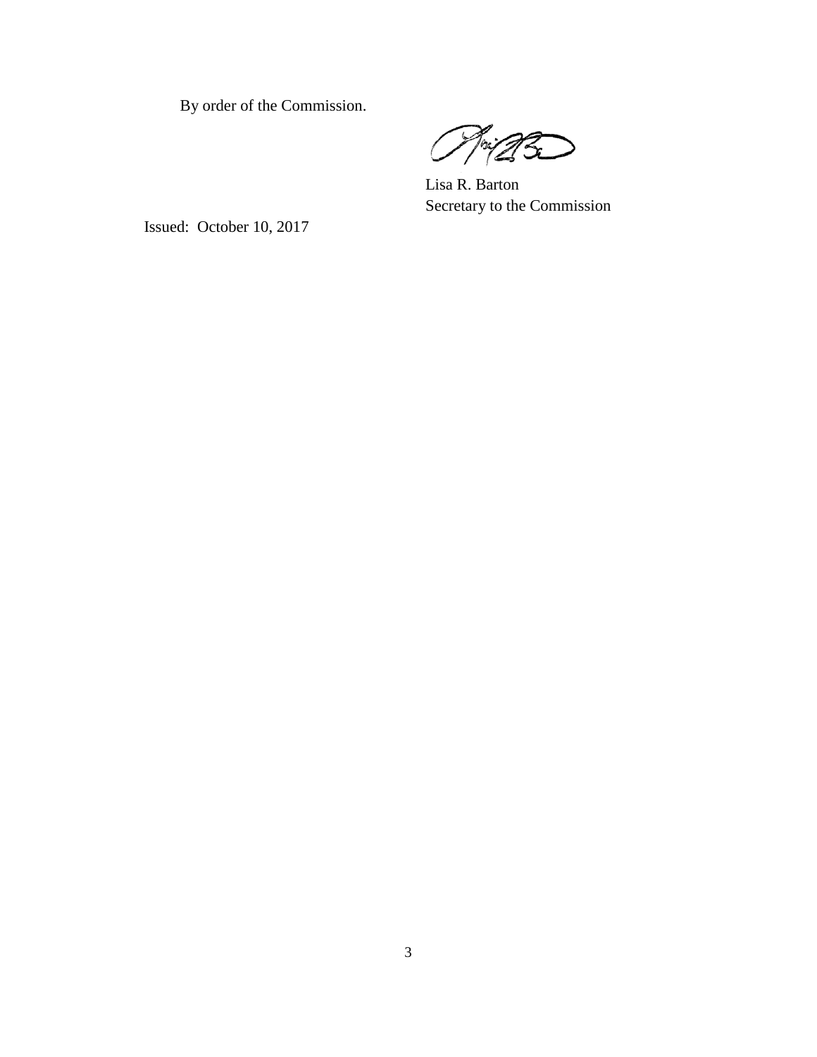By order of the Commission.

Lisa R. Barton
Secretary to the Commission

Issued: October 10, 2017